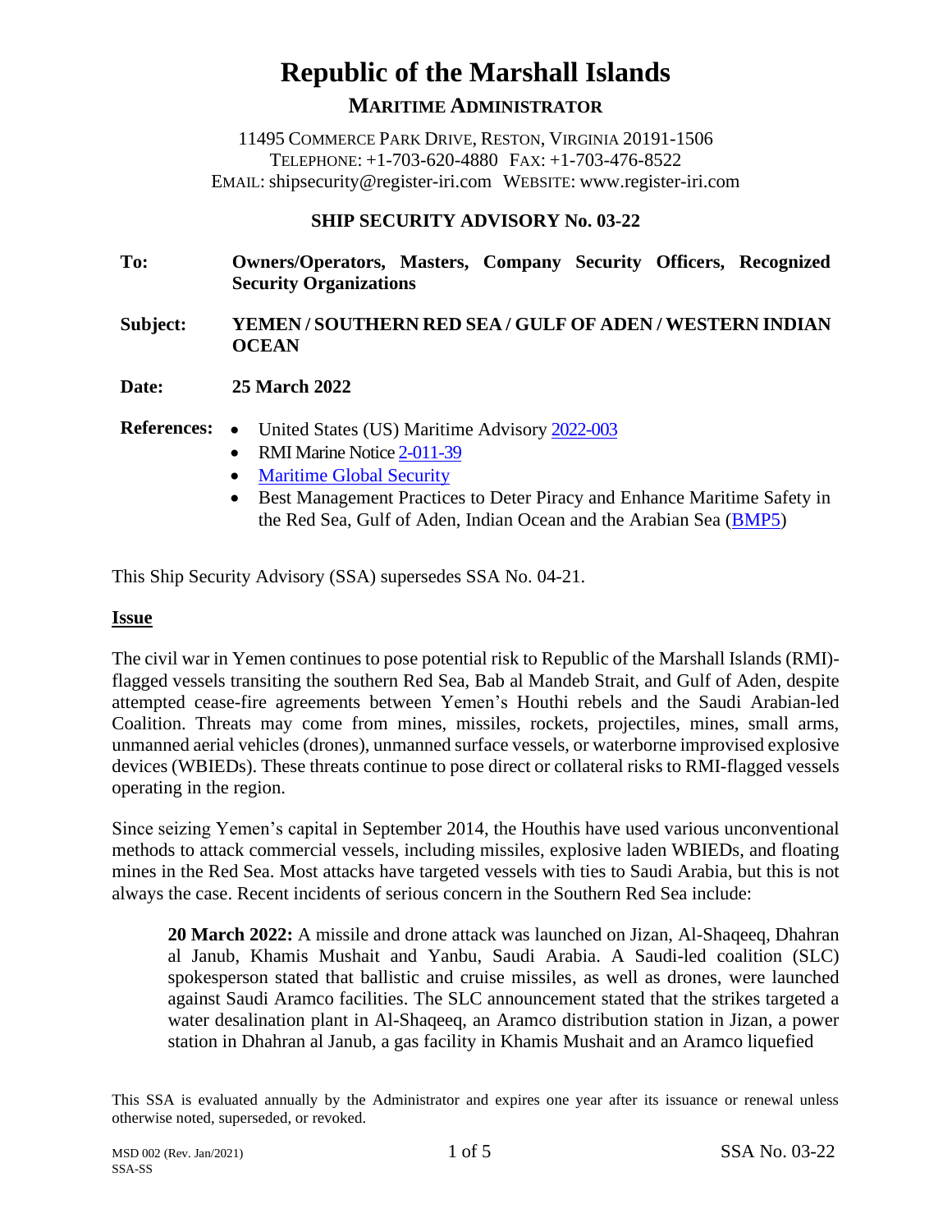# Republic of the Marshall Islands

## MARITIME ADMINISTRATOR

11495 COMMERCE PARK DRIVE, RESTON, VIRGINIA 20191-1506
TELEPHONE: +1-703-620-4880 FAX: +1-703-476-8522
EMAIL: shipsecurity@register-iri.com WEBSITE: www.register-iri.com

### SHIP SECURITY ADVISORY No. 03-22

**To:** **Owners/Operators, Masters, Company Security Officers, Recognized Security Organizations**

**Subject:** **YEMEN / SOUTHERN RED SEA / GULF OF ADEN / WESTERN INDIAN OCEAN**

**Date:** **25 March 2022**

**References:**
- United States (US) Maritime Advisory 2022-003
- RMI Marine Notice 2-011-39
- Maritime Global Security
- Best Management Practices to Deter Piracy and Enhance Maritime Safety in the Red Sea, Gulf of Aden, Indian Ocean and the Arabian Sea (BMP5)

This Ship Security Advisory (SSA) supersedes SSA No. 04-21.

**Issue**

The civil war in Yemen continues to pose potential risk to Republic of the Marshall Islands (RMI)-flagged vessels transiting the southern Red Sea, Bab al Mandeb Strait, and Gulf of Aden, despite attempted cease-fire agreements between Yemen's Houthi rebels and the Saudi Arabian-led Coalition. Threats may come from mines, missiles, rockets, projectiles, mines, small arms, unmanned aerial vehicles (drones), unmanned surface vessels, or waterborne improvised explosive devices (WBIEDs). These threats continue to pose direct or collateral risks to RMI-flagged vessels operating in the region.

Since seizing Yemen's capital in September 2014, the Houthis have used various unconventional methods to attack commercial vessels, including missiles, explosive laden WBIEDs, and floating mines in the Red Sea. Most attacks have targeted vessels with ties to Saudi Arabia, but this is not always the case. Recent incidents of serious concern in the Southern Red Sea include:

> **20 March 2022:** A missile and drone attack was launched on Jizan, Al-Shaqeeq, Dhahran al Janub, Khamis Mushait and Yanbu, Saudi Arabia. A Saudi-led coalition (SLC) spokesperson stated that ballistic and cruise missiles, as well as drones, were launched against Saudi Aramco facilities. The SLC announcement stated that the strikes targeted a water desalination plant in Al-Shaqeeq, an Aramco distribution station in Jizan, a power station in Dhahran al Janub, a gas facility in Khamis Mushait and an Aramco liquefied

This SSA is evaluated annually by the Administrator and expires one year after its issuance or renewal unless otherwise noted, superseded, or revoked.

MSD 002 (Rev. Jan/2021)
SSA-SS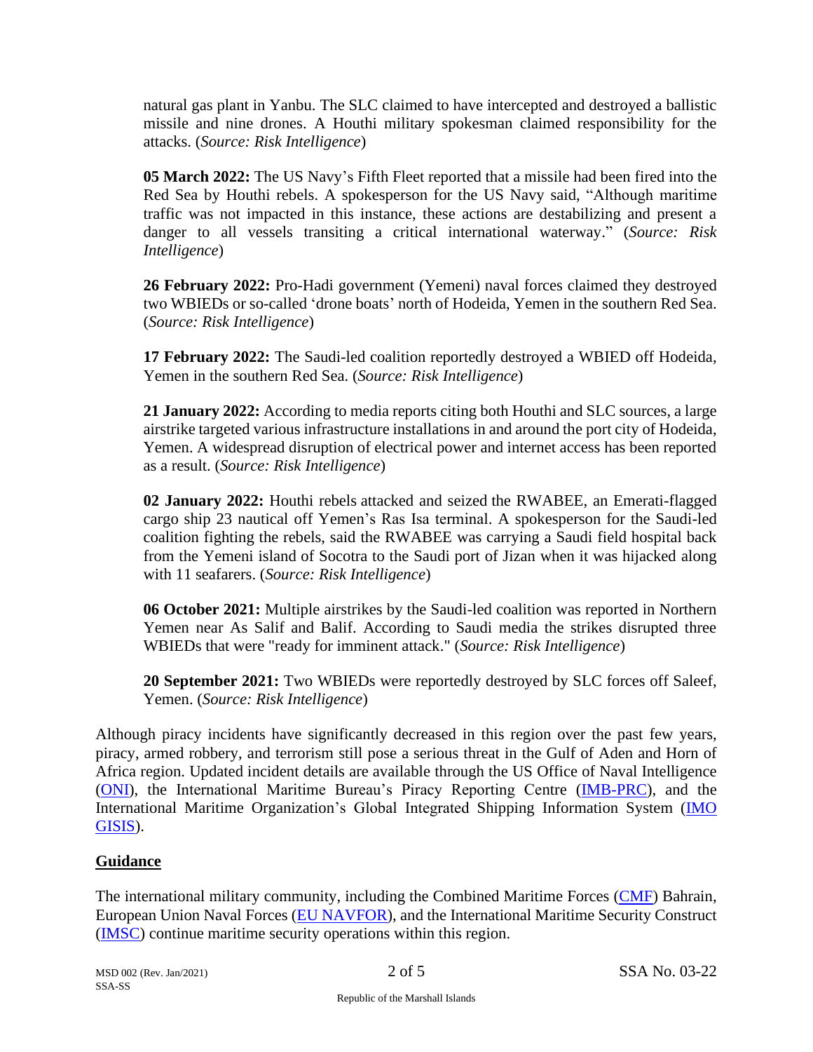natural gas plant in Yanbu. The SLC claimed to have intercepted and destroyed a ballistic missile and nine drones. A Houthi military spokesman claimed responsibility for the attacks. (*Source: Risk Intelligence*)

**05 March 2022:** The US Navy's Fifth Fleet reported that a missile had been fired into the Red Sea by Houthi rebels. A spokesperson for the US Navy said, "Although maritime traffic was not impacted in this instance, these actions are destabilizing and present a danger to all vessels transiting a critical international waterway." (*Source: Risk Intelligence*)

**26 February 2022:** Pro-Hadi government (Yemeni) naval forces claimed they destroyed two WBIEDs or so-called 'drone boats' north of Hodeida, Yemen in the southern Red Sea. (*Source: Risk Intelligence*)

**17 February 2022:** The Saudi-led coalition reportedly destroyed a WBIED off Hodeida, Yemen in the southern Red Sea. (*Source: Risk Intelligence*)

**21 January 2022:** According to media reports citing both Houthi and SLC sources, a large airstrike targeted various infrastructure installations in and around the port city of Hodeida, Yemen. A widespread disruption of electrical power and internet access has been reported as a result. (*Source: Risk Intelligence*)

**02 January 2022:** Houthi rebels attacked and seized the RWABEE, an Emerati-flagged cargo ship 23 nautical off Yemen's Ras Isa terminal. A spokesperson for the Saudi-led coalition fighting the rebels, said the RWABEE was carrying a Saudi field hospital back from the Yemeni island of Socotra to the Saudi port of Jizan when it was hijacked along with 11 seafarers. (*Source: Risk Intelligence*)

**06 October 2021:** Multiple airstrikes by the Saudi-led coalition was reported in Northern Yemen near As Salif and Balif. According to Saudi media the strikes disrupted three WBIEDs that were "ready for imminent attack." (*Source: Risk Intelligence*)

**20 September 2021:** Two WBIEDs were reportedly destroyed by SLC forces off Saleef, Yemen. (*Source: Risk Intelligence*)

Although piracy incidents have significantly decreased in this region over the past few years, piracy, armed robbery, and terrorism still pose a serious threat in the Gulf of Aden and Horn of Africa region. Updated incident details are available through the US Office of Naval Intelligence (ONI), the International Maritime Bureau's Piracy Reporting Centre (IMB-PRC), and the International Maritime Organization's Global Integrated Shipping Information System (IMO GISIS).

## Guidance

The international military community, including the Combined Maritime Forces (CMF) Bahrain, European Union Naval Forces (EU NAVFOR), and the International Maritime Security Construct (IMSC) continue maritime security operations within this region.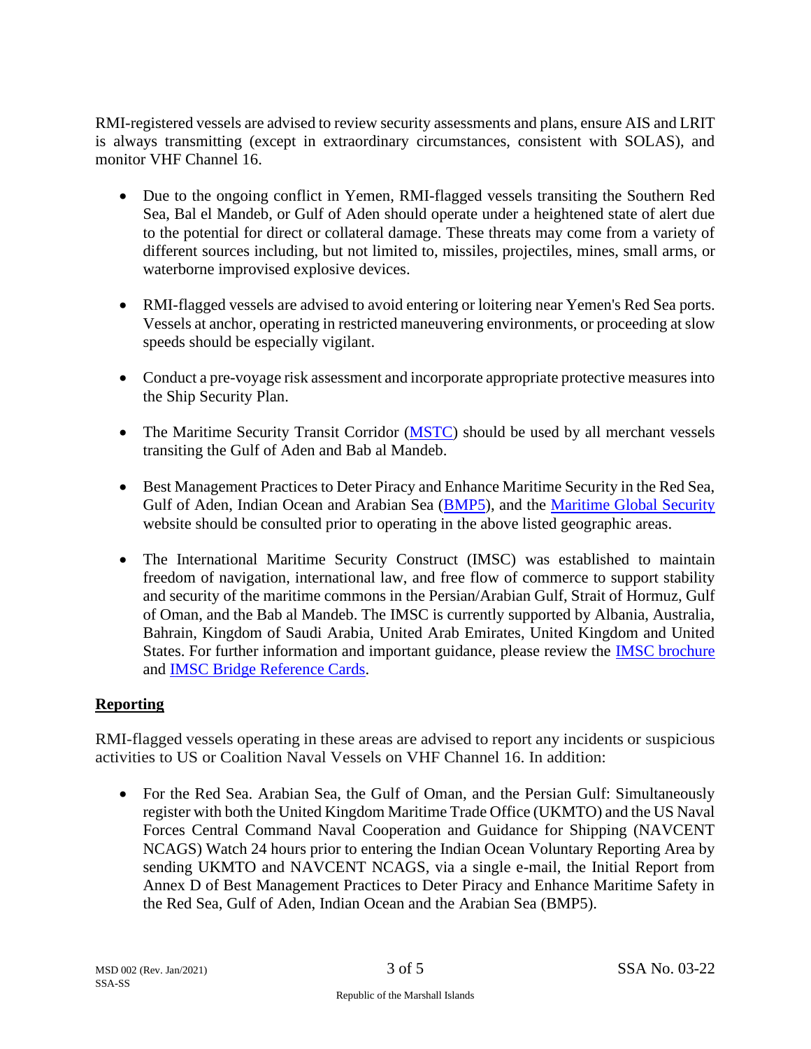RMI-registered vessels are advised to review security assessments and plans, ensure AIS and LRIT is always transmitting (except in extraordinary circumstances, consistent with SOLAS), and monitor VHF Channel 16.

- Due to the ongoing conflict in Yemen, RMI-flagged vessels transiting the Southern Red Sea, Bal el Mandeb, or Gulf of Aden should operate under a heightened state of alert due to the potential for direct or collateral damage. These threats may come from a variety of different sources including, but not limited to, missiles, projectiles, mines, small arms, or waterborne improvised explosive devices.

- RMI-flagged vessels are advised to avoid entering or loitering near Yemen's Red Sea ports. Vessels at anchor, operating in restricted maneuvering environments, or proceeding at slow speeds should be especially vigilant.

- Conduct a pre-voyage risk assessment and incorporate appropriate protective measures into the Ship Security Plan.

- The Maritime Security Transit Corridor (MSTC) should be used by all merchant vessels transiting the Gulf of Aden and Bab al Mandeb.

- Best Management Practices to Deter Piracy and Enhance Maritime Security in the Red Sea, Gulf of Aden, Indian Ocean and Arabian Sea (BMP5), and the Maritime Global Security website should be consulted prior to operating in the above listed geographic areas.

- The International Maritime Security Construct (IMSC) was established to maintain freedom of navigation, international law, and free flow of commerce to support stability and security of the maritime commons in the Persian/Arabian Gulf, Strait of Hormuz, Gulf of Oman, and the Bab al Mandeb. The IMSC is currently supported by Albania, Australia, Bahrain, Kingdom of Saudi Arabia, United Arab Emirates, United Kingdom and United States. For further information and important guidance, please review the IMSC brochure and IMSC Bridge Reference Cards.

## Reporting

RMI-flagged vessels operating in these areas are advised to report any incidents or suspicious activities to US or Coalition Naval Vessels on VHF Channel 16. In addition:

- For the Red Sea. Arabian Sea, the Gulf of Oman, and the Persian Gulf: Simultaneously register with both the United Kingdom Maritime Trade Office (UKMTO) and the US Naval Forces Central Command Naval Cooperation and Guidance for Shipping (NAVCENT NCAGS) Watch 24 hours prior to entering the Indian Ocean Voluntary Reporting Area by sending UKMTO and NAVCENT NCAGS, via a single e-mail, the Initial Report from Annex D of Best Management Practices to Deter Piracy and Enhance Maritime Safety in the Red Sea, Gulf of Aden, Indian Ocean and the Arabian Sea (BMP5).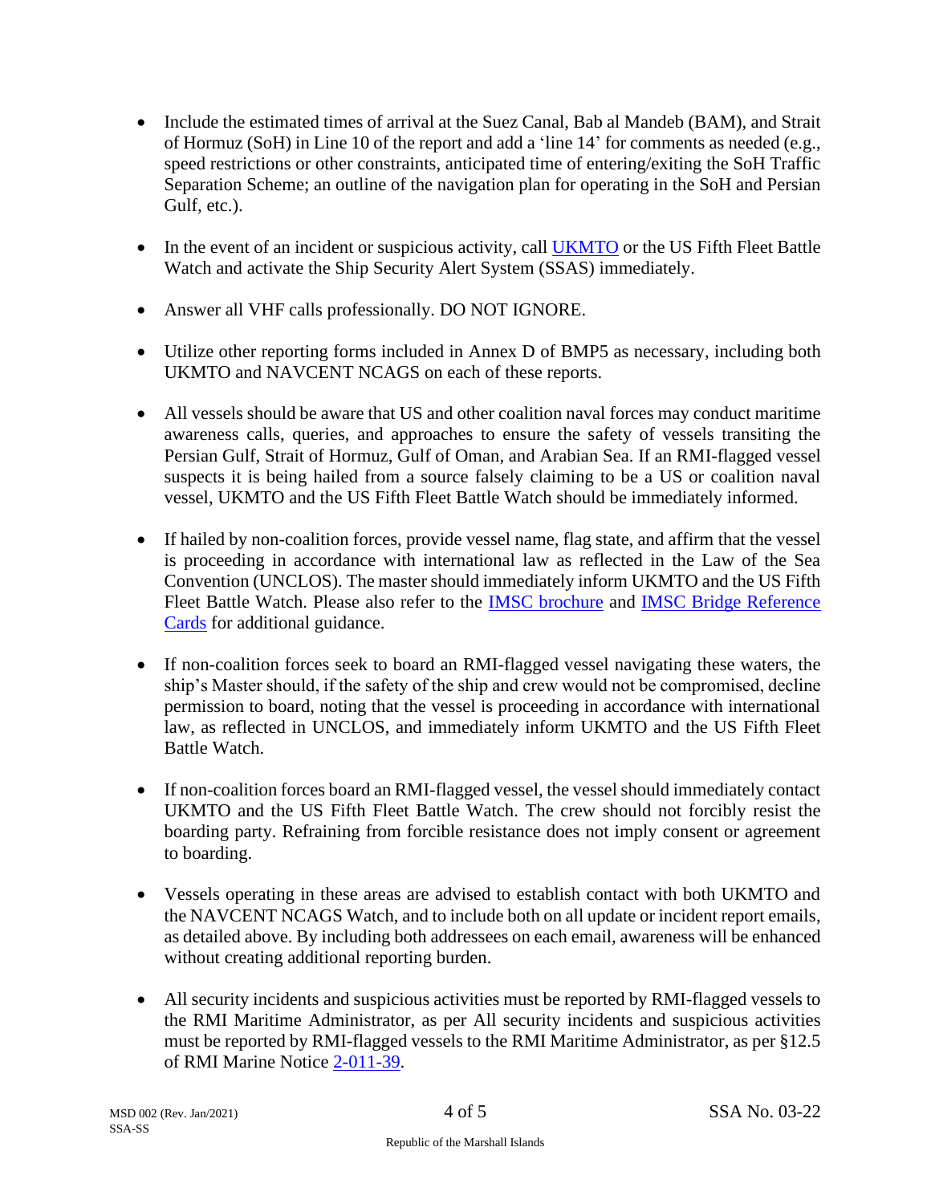- Include the estimated times of arrival at the Suez Canal, Bab al Mandeb (BAM), and Strait of Hormuz (SoH) in Line 10 of the report and add a 'line 14' for comments as needed (e.g., speed restrictions or other constraints, anticipated time of entering/exiting the SoH Traffic Separation Scheme; an outline of the navigation plan for operating in the SoH and Persian Gulf, etc.).

- In the event of an incident or suspicious activity, call UKMTO or the US Fifth Fleet Battle Watch and activate the Ship Security Alert System (SSAS) immediately.

- Answer all VHF calls professionally. DO NOT IGNORE.

- Utilize other reporting forms included in Annex D of BMP5 as necessary, including both UKMTO and NAVCENT NCAGS on each of these reports.

- All vessels should be aware that US and other coalition naval forces may conduct maritime awareness calls, queries, and approaches to ensure the safety of vessels transiting the Persian Gulf, Strait of Hormuz, Gulf of Oman, and Arabian Sea. If an RMI-flagged vessel suspects it is being hailed from a source falsely claiming to be a US or coalition naval vessel, UKMTO and the US Fifth Fleet Battle Watch should be immediately informed.

- If hailed by non-coalition forces, provide vessel name, flag state, and affirm that the vessel is proceeding in accordance with international law as reflected in the Law of the Sea Convention (UNCLOS). The master should immediately inform UKMTO and the US Fifth Fleet Battle Watch. Please also refer to the IMSC brochure and IMSC Bridge Reference Cards for additional guidance.

- If non-coalition forces seek to board an RMI-flagged vessel navigating these waters, the ship's Master should, if the safety of the ship and crew would not be compromised, decline permission to board, noting that the vessel is proceeding in accordance with international law, as reflected in UNCLOS, and immediately inform UKMTO and the US Fifth Fleet Battle Watch.

- If non-coalition forces board an RMI-flagged vessel, the vessel should immediately contact UKMTO and the US Fifth Fleet Battle Watch. The crew should not forcibly resist the boarding party. Refraining from forcible resistance does not imply consent or agreement to boarding.

- Vessels operating in these areas are advised to establish contact with both UKMTO and the NAVCENT NCAGS Watch, and to include both on all update or incident report emails, as detailed above. By including both addressees on each email, awareness will be enhanced without creating additional reporting burden.

- All security incidents and suspicious activities must be reported by RMI-flagged vessels to the RMI Maritime Administrator, as per All security incidents and suspicious activities must be reported by RMI-flagged vessels to the RMI Maritime Administrator, as per §12.5 of RMI Marine Notice 2-011-39.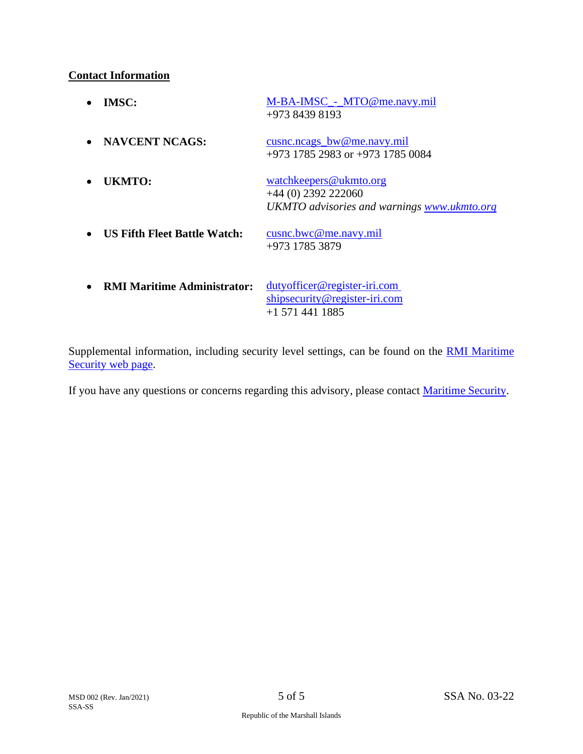**Contact Information**

- **IMSC:** M-BA-IMSC_-_MTO@me.navy.mil
  +973 8439 8193

- **NAVCENT NCAGS:** cusnc.ncags_bw@me.navy.mil
  +973 1785 2983 or +973 1785 0084

- **UKMTO:** watchkeepers@ukmto.org
  +44 (0) 2392 222060
  *UKMTO advisories and warnings www.ukmto.org*

- **US Fifth Fleet Battle Watch:** cusnc.bwc@me.navy.mil
  +973 1785 3879

- **RMI Maritime Administrator:** dutyofficer@register-iri.com
  shipsecurity@register-iri.com
  +1 571 441 1885

Supplemental information, including security level settings, can be found on the RMI Maritime Security web page.

If you have any questions or concerns regarding this advisory, please contact Maritime Security.